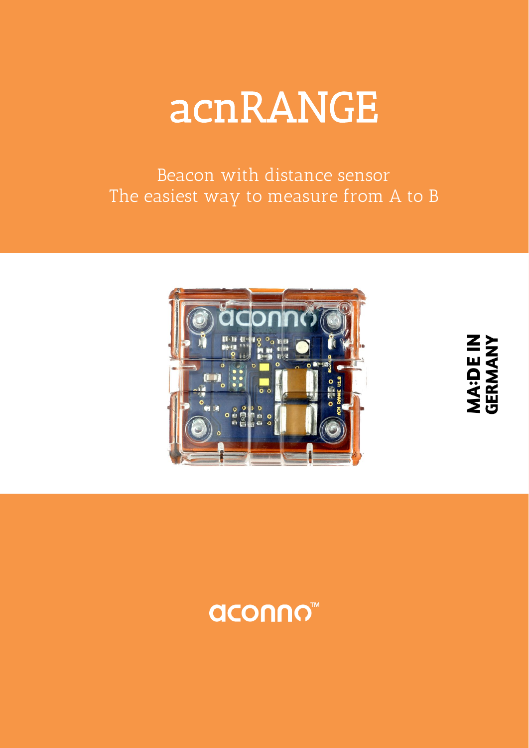# acnRANGE

Beacon with distance sensor
The easiest way to measure from A to B

MA:DE IN
GERMANY

aconno™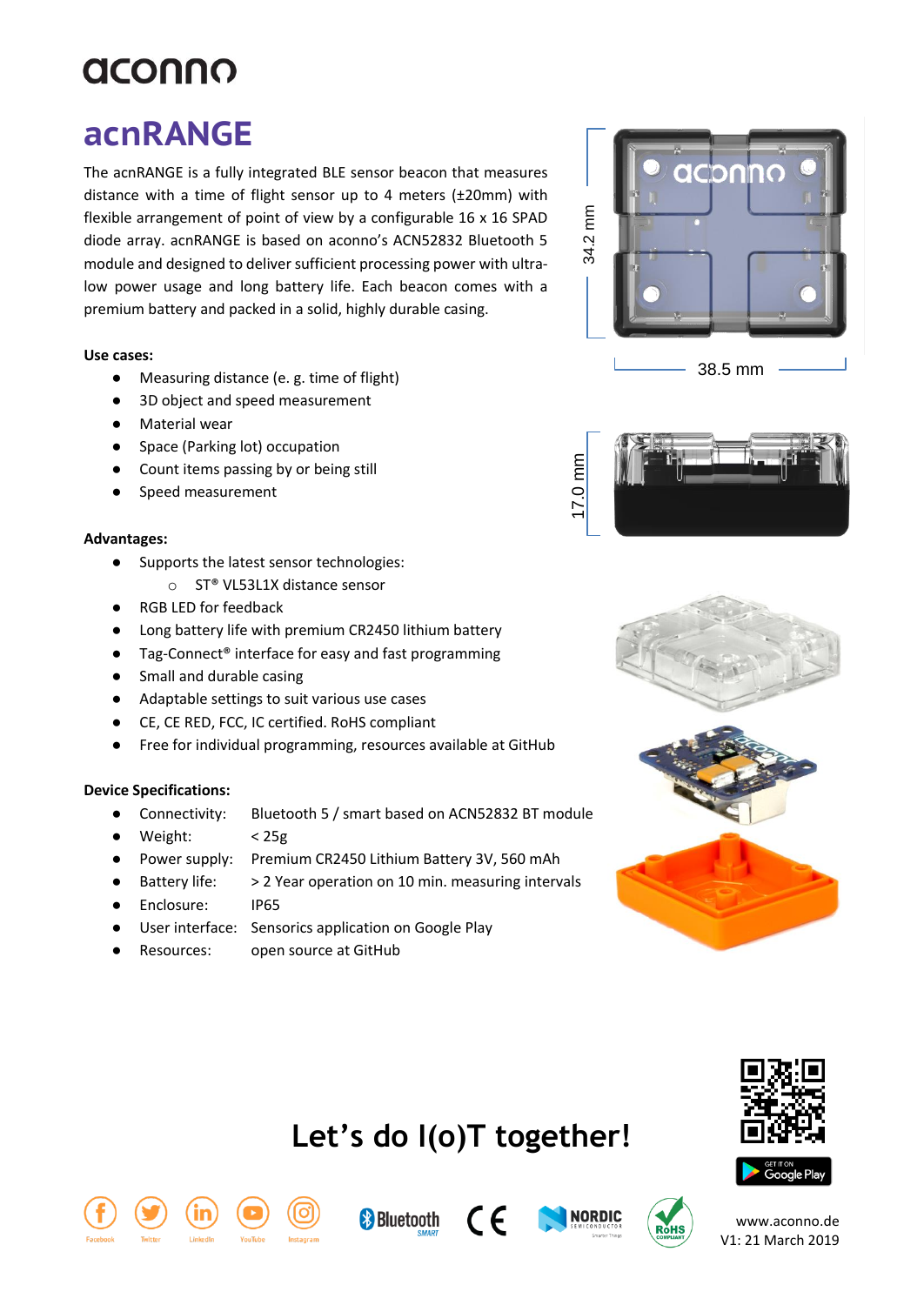# acnRANGE

The acnRANGE is a fully integrated BLE sensor beacon that measures distance with a time of flight sensor up to 4 meters (±20mm) with flexible arrangement of point of view by a configurable 16 x 16 SPAD diode array. acnRANGE is based on aconno's ACN52832 Bluetooth 5 module and designed to deliver sufficient processing power with ultra-low power usage and long battery life. Each beacon comes with a premium battery and packed in a solid, highly durable casing.

34.2 mm

38.5 mm

17.0 mm

**Use cases:**

- Measuring distance (e. g. time of flight)
- 3D object and speed measurement
- Material wear
- Space (Parking lot) occupation
- Count items passing by or being still
- Speed measurement

**Advantages:**

- Supports the latest sensor technologies:
  - ST® VL53L1X distance sensor
- RGB LED for feedback
- Long battery life with premium CR2450 lithium battery
- Tag-Connect® interface for easy and fast programming
- Small and durable casing
- Adaptable settings to suit various use cases
- CE, CE RED, FCC, IC certified. RoHS compliant
- Free for individual programming, resources available at GitHub

**Device Specifications:**

- Connectivity: Bluetooth 5 / smart based on ACN52832 BT module
- Weight: < 25g
- Power supply: Premium CR2450 Lithium Battery 3V, 560 mAh
- Battery life: > 2 Year operation on 10 min. measuring intervals
- Enclosure: IP65
- User interface: Sensorics application on Google Play
- Resources: open source at GitHub

## Let's do I(o)T together!

www.aconno.de
V1: 21 March 2019